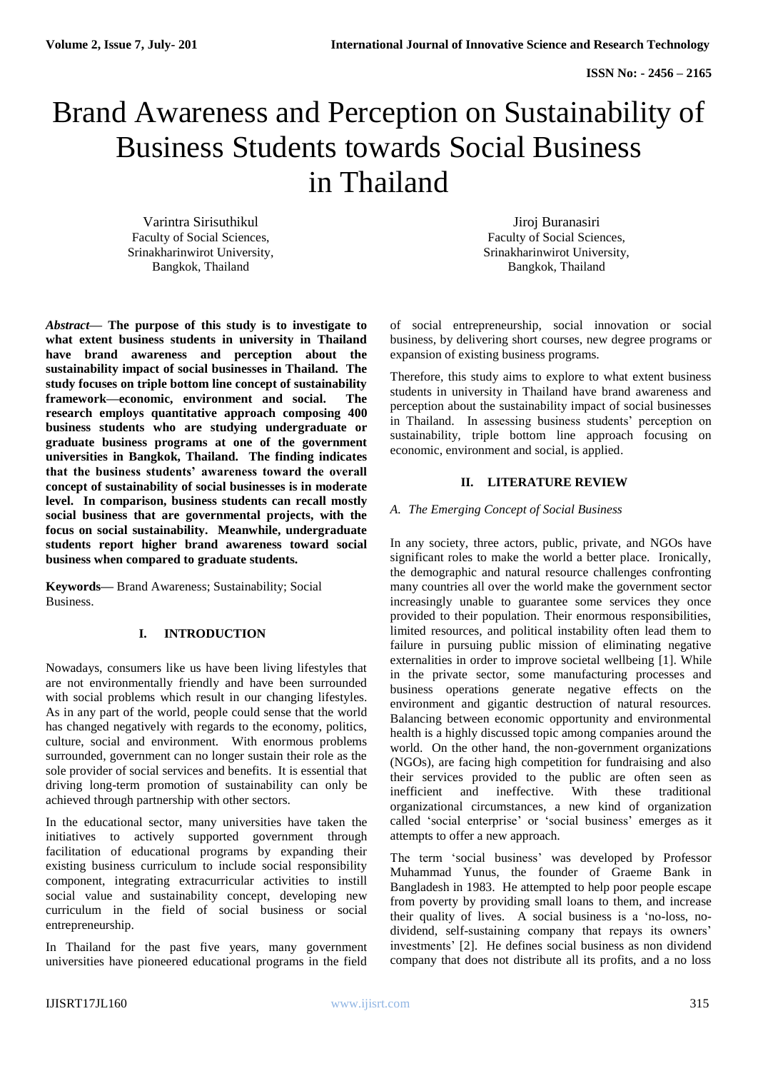# Brand Awareness and Perception on Sustainability of Business Students towards Social Business in Thailand

Varintra Sirisuthikul
Faculty of Social Sciences,
Srinakharinwirot University,
Bangkok, Thailand

Jiroj Buranasiri
Faculty of Social Sciences,
Srinakharinwirot University,
Bangkok, Thailand

***Abstract*— The purpose of this study is to investigate to what extent business students in university in Thailand have brand awareness and perception about the sustainability impact of social businesses in Thailand. The study focuses on triple bottom line concept of sustainability framework—economic, environment and social. The research employs quantitative approach composing 400 business students who are studying undergraduate or graduate business programs at one of the government universities in Bangkok, Thailand. The finding indicates that the business students' awareness toward the overall concept of sustainability of social businesses is in moderate level. In comparison, business students can recall mostly social business that are governmental projects, with the focus on social sustainability. Meanwhile, undergraduate students report higher brand awareness toward social business when compared to graduate students.**

**Keywords—** Brand Awareness; Sustainability; Social Business.

## I. INTRODUCTION

Nowadays, consumers like us have been living lifestyles that are not environmentally friendly and have been surrounded with social problems which result in our changing lifestyles. As in any part of the world, people could sense that the world has changed negatively with regards to the economy, politics, culture, social and environment. With enormous problems surrounded, government can no longer sustain their role as the sole provider of social services and benefits. It is essential that driving long-term promotion of sustainability can only be achieved through partnership with other sectors.

In the educational sector, many universities have taken the initiatives to actively supported government through facilitation of educational programs by expanding their existing business curriculum to include social responsibility component, integrating extracurricular activities to instill social value and sustainability concept, developing new curriculum in the field of social business or social entrepreneurship.

In Thailand for the past five years, many government universities have pioneered educational programs in the field of social entrepreneurship, social innovation or social business, by delivering short courses, new degree programs or expansion of existing business programs.

Therefore, this study aims to explore to what extent business students in university in Thailand have brand awareness and perception about the sustainability impact of social businesses in Thailand. In assessing business students' perception on sustainability, triple bottom line approach focusing on economic, environment and social, is applied.

## II. LITERATURE REVIEW

### *A. The Emerging Concept of Social Business*

In any society, three actors, public, private, and NGOs have significant roles to make the world a better place. Ironically, the demographic and natural resource challenges confronting many countries all over the world make the government sector increasingly unable to guarantee some services they once provided to their population. Their enormous responsibilities, limited resources, and political instability often lead them to failure in pursuing public mission of eliminating negative externalities in order to improve societal wellbeing [1]. While in the private sector, some manufacturing processes and business operations generate negative effects on the environment and gigantic destruction of natural resources. Balancing between economic opportunity and environmental health is a highly discussed topic among companies around the world. On the other hand, the non-government organizations (NGOs), are facing high competition for fundraising and also their services provided to the public are often seen as inefficient and ineffective. With these traditional organizational circumstances, a new kind of organization called 'social enterprise' or 'social business' emerges as it attempts to offer a new approach.

The term 'social business' was developed by Professor Muhammad Yunus, the founder of Graeme Bank in Bangladesh in 1983. He attempted to help poor people escape from poverty by providing small loans to them, and increase their quality of lives. A social business is a 'no-loss, no-dividend, self-sustaining company that repays its owners' investments' [2]. He defines social business as non dividend company that does not distribute all its profits, and a no loss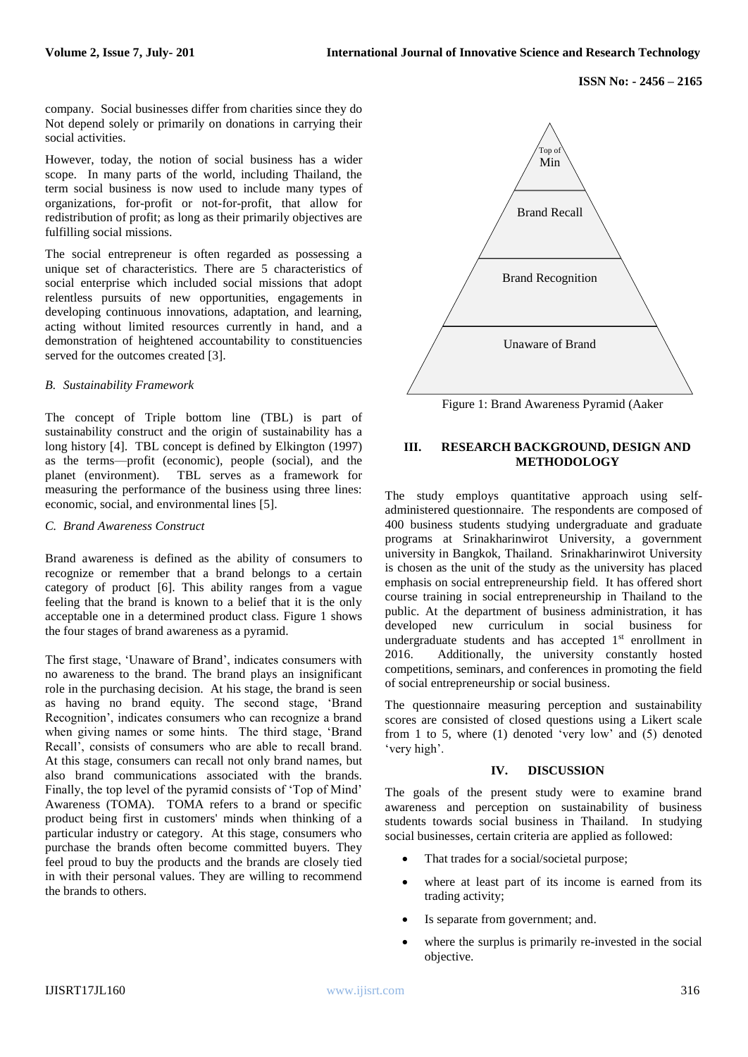company. Social businesses differ from charities since they do Not depend solely or primarily on donations in carrying their social activities.

However, today, the notion of social business has a wider scope. In many parts of the world, including Thailand, the term social business is now used to include many types of organizations, for-profit or not-for-profit, that allow for redistribution of profit; as long as their primarily objectives are fulfilling social missions.

The social entrepreneur is often regarded as possessing a unique set of characteristics. There are 5 characteristics of social enterprise which included social missions that adopt relentless pursuits of new opportunities, engagements in developing continuous innovations, adaptation, and learning, acting without limited resources currently in hand, and a demonstration of heightened accountability to constituencies served for the outcomes created [3].

### *B. Sustainability Framework*

The concept of Triple bottom line (TBL) is part of sustainability construct and the origin of sustainability has a long history [4]. TBL concept is defined by Elkington (1997) as the terms—profit (economic), people (social), and the planet (environment). TBL serves as a framework for measuring the performance of the business using three lines: economic, social, and environmental lines [5].

### *C. Brand Awareness Construct*

Brand awareness is defined as the ability of consumers to recognize or remember that a brand belongs to a certain category of product [6]. This ability ranges from a vague feeling that the brand is known to a belief that it is the only acceptable one in a determined product class. Figure 1 shows the four stages of brand awareness as a pyramid.

The first stage, 'Unaware of Brand', indicates consumers with no awareness to the brand. The brand plays an insignificant role in the purchasing decision. At his stage, the brand is seen as having no brand equity. The second stage, 'Brand Recognition', indicates consumers who can recognize a brand when giving names or some hints. The third stage, 'Brand Recall', consists of consumers who are able to recall brand. At this stage, consumers can recall not only brand names, but also brand communications associated with the brands. Finally, the top level of the pyramid consists of 'Top of Mind' Awareness (TOMA). TOMA refers to a brand or specific product being first in customers' minds when thinking of a particular industry or category. At this stage, consumers who purchase the brands often become committed buyers. They feel proud to buy the products and the brands are closely tied in with their personal values. They are willing to recommend the brands to others.

Top of Min

Brand Recall

Brand Recognition

Unaware of Brand

Figure 1: Brand Awareness Pyramid (Aaker

## III. RESEARCH BACKGROUND, DESIGN AND METHODOLOGY

The study employs quantitative approach using self-administered questionnaire. The respondents are composed of 400 business students studying undergraduate and graduate programs at Srinakharinwirot University, a government university in Bangkok, Thailand. Srinakharinwirot University is chosen as the unit of the study as the university has placed emphasis on social entrepreneurship field. It has offered short course training in social entrepreneurship in Thailand to the public. At the department of business administration, it has developed new curriculum in social business for undergraduate students and has accepted 1st enrollment in 2016. Additionally, the university constantly hosted competitions, seminars, and conferences in promoting the field of social entrepreneurship or social business.

The questionnaire measuring perception and sustainability scores are consisted of closed questions using a Likert scale from 1 to 5, where (1) denoted 'very low' and (5) denoted 'very high'.

## IV. DISCUSSION

The goals of the present study were to examine brand awareness and perception on sustainability of business students towards social business in Thailand. In studying social businesses, certain criteria are applied as followed:

- That trades for a social/societal purpose;
- where at least part of its income is earned from its trading activity;
- Is separate from government; and.
- where the surplus is primarily re-invested in the social objective.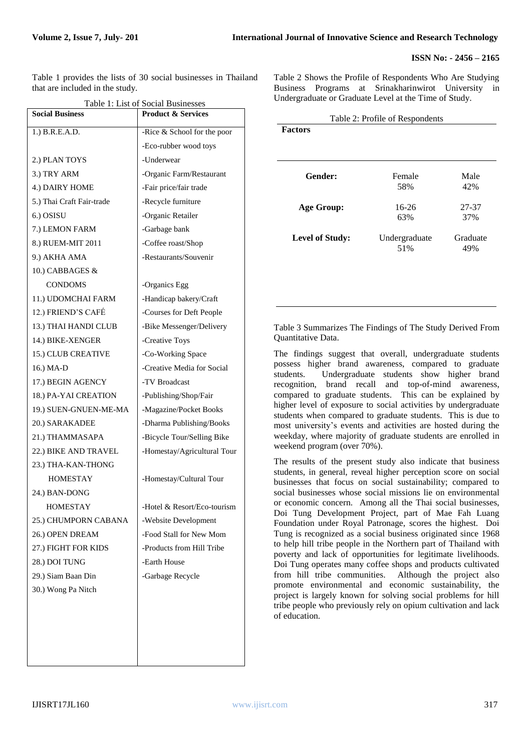Table 1 provides the lists of 30 social businesses in Thailand that are included in the study.

Table 1: List of Social Businesses

| Social Business | Product & Services |
|---|---|
| 1.) B.R.E.A.D. | -Rice & School for the poor |
| | -Eco-rubber wood toys |
| 2.) PLAN TOYS | -Underwear |
| 3.) TRY ARM | -Organic Farm/Restaurant |
| 4.) DAIRY HOME | -Fair price/fair trade |
| 5.) Thai Craft Fair-trade | -Recycle furniture |
| 6.) OSISU | -Organic Retailer |
| 7.) LEMON FARM | -Garbage bank |
| 8.) RUEM-MIT 2011 | -Coffee roast/Shop |
| 9.) AKHA AMA | -Restaurants/Souvenir |
| 10.) CABBAGES & CONDOMS | -Organics Egg |
| 11.) UDOMCHAI FARM | -Handicap bakery/Craft |
| 12.) FRIEND'S CAFÉ | -Courses for Deft People |
| 13.) THAI HANDI CLUB | -Bike Messenger/Delivery |
| 14.) BIKE-XENGER | -Creative Toys |
| 15.) CLUB CREATIVE | -Co-Working Space |
| 16.) MA-D | -Creative Media for Social |
| 17.) BEGIN AGENCY | -TV Broadcast |
| 18.) PA-YAI CREATION | -Publishing/Shop/Fair |
| 19.) SUEN-GNUEN-ME-MA | -Magazine/Pocket Books |
| 20.) SARAKADEE | -Dharma Publishing/Books |
| 21.) THAMMASAPA | -Bicycle Tour/Selling Bike |
| 22.) BIKE AND TRAVEL | -Homestay/Agricultural Tour |
| 23.) THA-KAN-THONG HOMESTAY | -Homestay/Cultural Tour |
| 24.) BAN-DONG HOMESTAY | -Hotel & Resort/Eco-tourism |
| 25.) CHUMPORN CABANA | -Website Development |
| 26.) OPEN DREAM | -Food Stall for New Mom |
| 27.) FIGHT FOR KIDS | -Products from Hill Tribe |
| 28.) DOI TUNG | -Earth House |
| 29.) Siam Baan Din | -Garbage Recycle |
| 30.) Wong Pa Nitch | |

Table 2 Shows the Profile of Respondents Who Are Studying Business Programs at Srinakharinwirot University in Undergraduate or Graduate Level at the Time of Study.

Table 2: Profile of Respondents

| Factors | | |
|---|---|---|
| **Gender:** | Female 58% | Male 42% |
| **Age Group:** | 16-26 63% | 27-37 37% |
| **Level of Study:** | Undergraduate 51% | Graduate 49% |

Table 3 Summarizes The Findings of The Study Derived From Quantitative Data.

The findings suggest that overall, undergraduate students possess higher brand awareness, compared to graduate students. Undergraduate students show higher brand recognition, brand recall and top-of-mind awareness, compared to graduate students. This can be explained by higher level of exposure to social activities by undergraduate students when compared to graduate students. This is due to most university's events and activities are hosted during the weekday, where majority of graduate students are enrolled in weekend program (over 70%).

The results of the present study also indicate that business students, in general, reveal higher perception score on social businesses that focus on social sustainability; compared to social businesses whose social missions lie on environmental or economic concern. Among all the Thai social businesses, Doi Tung Development Project, part of Mae Fah Luang Foundation under Royal Patronage, scores the highest. Doi Tung is recognized as a social business originated since 1968 to help hill tribe people in the Northern part of Thailand with poverty and lack of opportunities for legitimate livelihoods. Doi Tung operates many coffee shops and products cultivated from hill tribe communities. Although the project also promote environmental and economic sustainability, the project is largely known for solving social problems for hill tribe people who previously rely on opium cultivation and lack of education.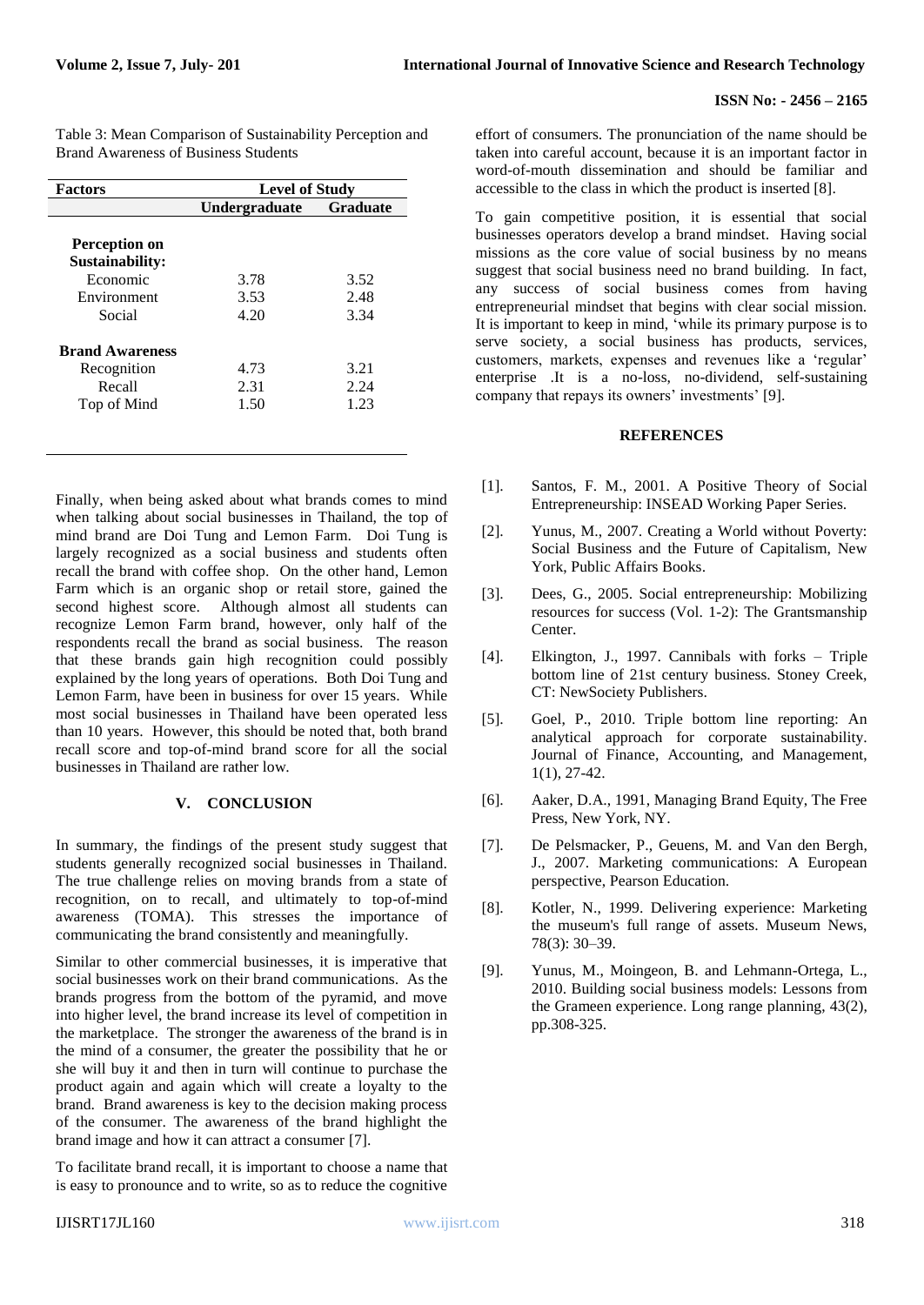Table 3: Mean Comparison of Sustainability Perception and Brand Awareness of Business Students

| Factors | Level of Study | |
|---|---|---|
| | Undergraduate | Graduate |
| **Perception on Sustainability:** | | |
| Economic | 3.78 | 3.52 |
| Environment | 3.53 | 2.48 |
| Social | 4.20 | 3.34 |
| **Brand Awareness** | | |
| Recognition | 4.73 | 3.21 |
| Recall | 2.31 | 2.24 |
| Top of Mind | 1.50 | 1.23 |

Finally, when being asked about what brands comes to mind when talking about social businesses in Thailand, the top of mind brand are Doi Tung and Lemon Farm. Doi Tung is largely recognized as a social business and students often recall the brand with coffee shop. On the other hand, Lemon Farm which is an organic shop or retail store, gained the second highest score. Although almost all students can recognize Lemon Farm brand, however, only half of the respondents recall the brand as social business. The reason that these brands gain high recognition could possibly explained by the long years of operations. Both Doi Tung and Lemon Farm, have been in business for over 15 years. While most social businesses in Thailand have been operated less than 10 years. However, this should be noted that, both brand recall score and top-of-mind brand score for all the social businesses in Thailand are rather low.

## V. CONCLUSION

In summary, the findings of the present study suggest that students generally recognized social businesses in Thailand. The true challenge relies on moving brands from a state of recognition, on to recall, and ultimately to top-of-mind awareness (TOMA). This stresses the importance of communicating the brand consistently and meaningfully.

Similar to other commercial businesses, it is imperative that social businesses work on their brand communications. As the brands progress from the bottom of the pyramid, and move into higher level, the brand increase its level of competition in the marketplace. The stronger the awareness of the brand is in the mind of a consumer, the greater the possibility that he or she will buy it and then in turn will continue to purchase the product again and again which will create a loyalty to the brand. Brand awareness is key to the decision making process of the consumer. The awareness of the brand highlight the brand image and how it can attract a consumer [7].

To facilitate brand recall, it is important to choose a name that is easy to pronounce and to write, so as to reduce the cognitive effort of consumers. The pronunciation of the name should be taken into careful account, because it is an important factor in word-of-mouth dissemination and should be familiar and accessible to the class in which the product is inserted [8].

To gain competitive position, it is essential that social businesses operators develop a brand mindset. Having social missions as the core value of social business by no means suggest that social business need no brand building. In fact, any success of social business comes from having entrepreneurial mindset that begins with clear social mission. It is important to keep in mind, 'while its primary purpose is to serve society, a social business has products, services, customers, markets, expenses and revenues like a 'regular' enterprise .It is a no-loss, no-dividend, self-sustaining company that repays its owners' investments' [9].

## REFERENCES

[1]. Santos, F. M., 2001. A Positive Theory of Social Entrepreneurship: INSEAD Working Paper Series.

[2]. Yunus, M., 2007. Creating a World without Poverty: Social Business and the Future of Capitalism, New York, Public Affairs Books.

[3]. Dees, G., 2005. Social entrepreneurship: Mobilizing resources for success (Vol. 1-2): The Grantsmanship Center.

[4]. Elkington, J., 1997. Cannibals with forks – Triple bottom line of 21st century business. Stoney Creek, CT: NewSociety Publishers.

[5]. Goel, P., 2010. Triple bottom line reporting: An analytical approach for corporate sustainability. Journal of Finance, Accounting, and Management, 1(1), 27-42.

[6]. Aaker, D.A., 1991, Managing Brand Equity, The Free Press, New York, NY.

[7]. De Pelsmacker, P., Geuens, M. and Van den Bergh, J., 2007. Marketing communications: A European perspective, Pearson Education.

[8]. Kotler, N., 1999. Delivering experience: Marketing the museum's full range of assets. Museum News, 78(3): 30–39.

[9]. Yunus, M., Moingeon, B. and Lehmann-Ortega, L., 2010. Building social business models: Lessons from the Grameen experience. Long range planning, 43(2), pp.308-325.